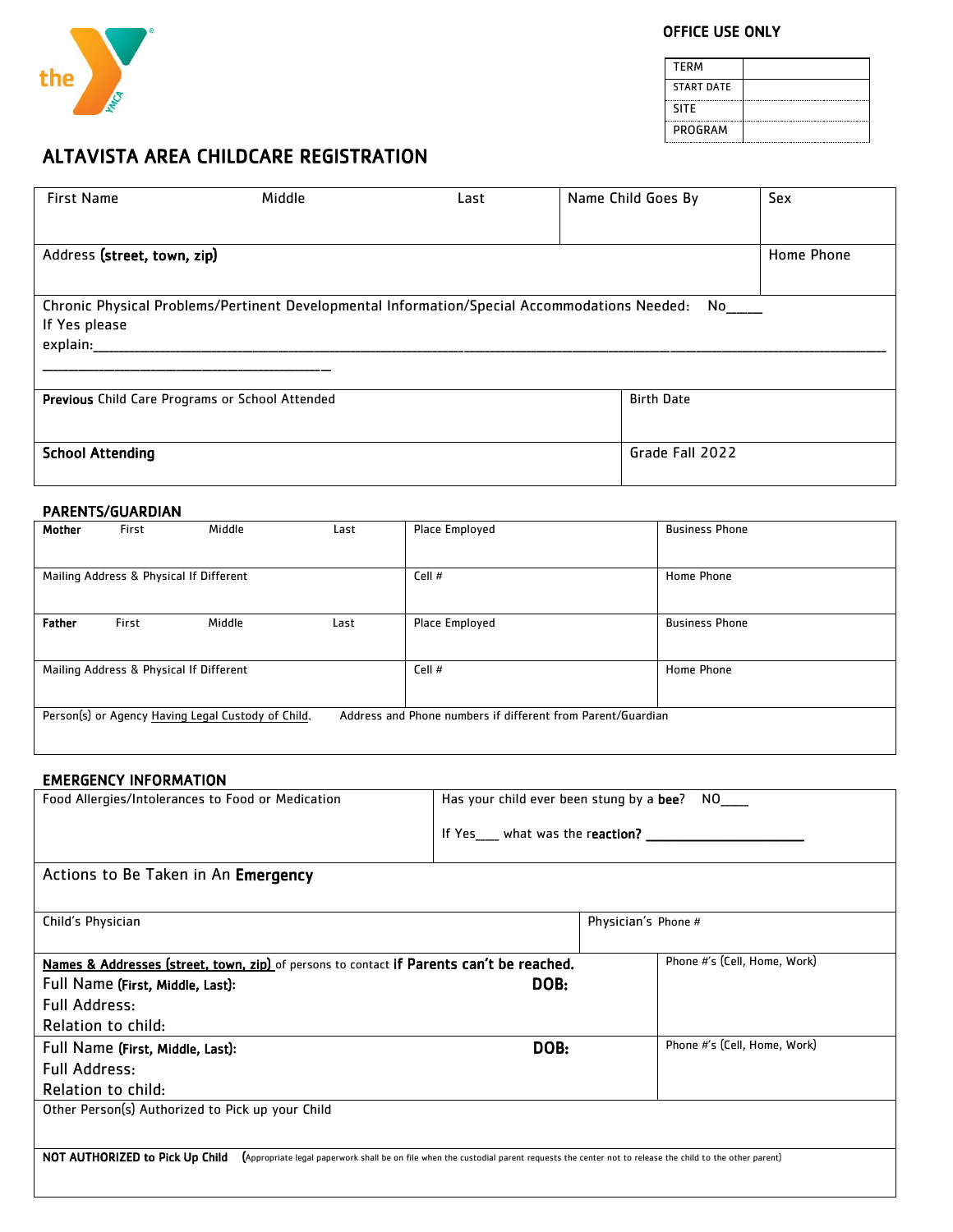**OFFICE USE ONLY**

| | |
|---|---|
| TERM | |
| START DATE | |
| SITE | |
| PROGRAM | |

# ALTAVISTA AREA CHILDCARE REGISTRATION

| First Name | Middle | Last | Name Child Goes By | Sex |
|---|---|---|---|---|
| | | | | |

| Address **(street, town, zip)** | Home Phone |
|---|---|
| | |

Chronic Physical Problems/Pertinent Developmental Information/Special Accommodations Needed: No_____
If Yes please explain:____________________________________________________________________________________________________________
_______________________________________

| **Previous** Child Care Programs or School Attended | Birth Date |
|---|---|
| **School Attending** | Grade Fall 2022 |

## PARENTS/GUARDIAN

| **Mother** First Middle Last | Place Employed | Business Phone |
|---|---|---|
| Mailing Address & Physical If Different | Cell # | Home Phone |
| **Father** First Middle Last | Place Employed | Business Phone |
| Mailing Address & Physical If Different | Cell # | Home Phone |

Person(s) or Agency Having Legal Custody of Child. Address and Phone numbers if different from Parent/Guardian

## EMERGENCY INFORMATION

| Food Allergies/Intolerances to Food or Medication | Has your child ever been stung by a **bee**? NO____ If Yes___ what was the **reaction?** ______________________ |
|---|---|

Actions to Be Taken in An **Emergency**

| Child's Physician | Physician's Phone # |
|---|---|
| | |

| **Names & Addresses (street, town, zip)** of persons to contact **if Parents can't be reached.** | Phone #'s (Cell, Home, Work) |
|---|---|
| Full Name **(First, Middle, Last):** **DOB:** Full Address: Relation to child: | |
| Full Name **(First, Middle, Last):** **DOB:** Full Address: Relation to child: | Phone #'s (Cell, Home, Work) |

Other Person(s) Authorized to Pick up your Child

**NOT AUTHORIZED to Pick Up Child** (Appropriate legal paperwork shall be on file when the custodial parent requests the center not to release the child to the other parent)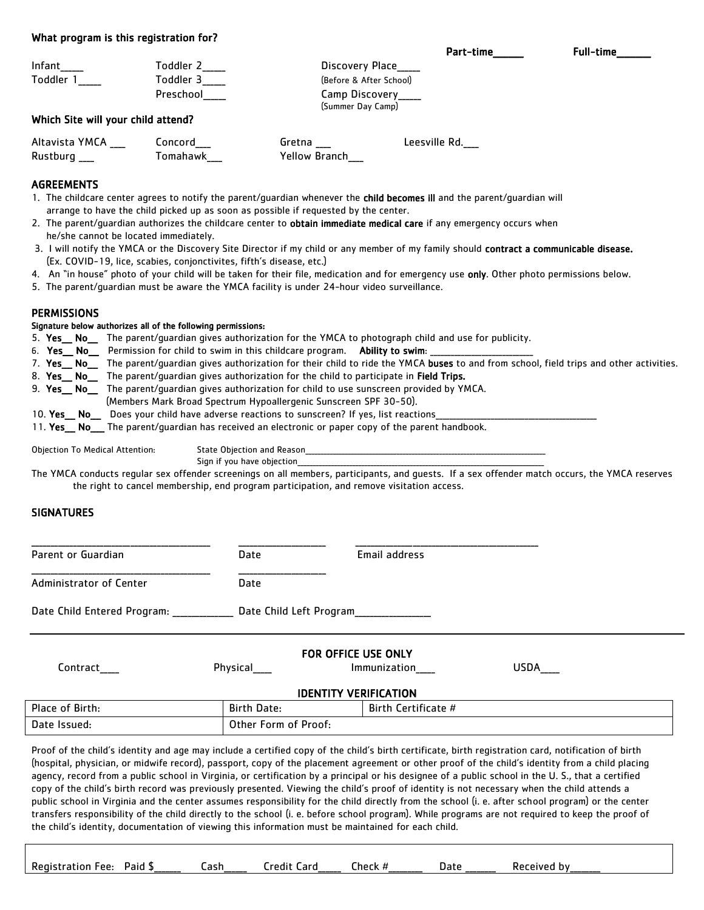**What program is this registration for?**

Part-time_____ Full-time______

Infant____ Toddler 2____ Discovery Place____
Toddler 1_____ Toddler 3____ (Before & After School)
Preschool____ Camp Discovery____
(Summer Day Camp)

**Which Site will your child attend?**

Altavista YMCA ___ Concord___ Gretna ___ Leesville Rd.___
Rustburg ___ Tomahawk___ Yellow Branch___

## AGREEMENTS

1. The childcare center agrees to notify the parent/guardian whenever the **child becomes ill** and the parent/guardian will arrange to have the child picked up as soon as possible if requested by the center.
2. The parent/guardian authorizes the childcare center to **obtain immediate medical care** if any emergency occurs when he/she cannot be located immediately.
3. I will notify the YMCA or the Discovery Site Director if my child or any member of my family should **contract a communicable disease.** (Ex. COVID-19, lice, scabies, conjonctivites, fifth's disease, etc.)
4. An "in house" photo of your child will be taken for their file, medication and for emergency use **only**. Other photo permissions below.
5. The parent/guardian must be aware the YMCA facility is under 24-hour video surveillance.

## PERMISSIONS

**Signature below authorizes all of the following permissions:**

5. **Yes__ No__** The parent/guardian gives authorization for the YMCA to photograph child and use for publicity.
6. **Yes__ No__** Permission for child to swim in this childcare program. **Ability to swim**: ____________________
7. **Yes__ No__** The parent/guardian gives authorization for their child to ride the YMCA **buses** to and from school, field trips and other activities.
8. **Yes__ No__** The parent/guardian gives authorization for the child to participate in **Field Trips.**
9. **Yes__ No__** The parent/guardian gives authorization for child to use sunscreen provided by YMCA. (Members Mark Broad Spectrum Hypoallergenic Sunscreen SPF 30-50).
10. **Yes__ No__** Does your child have adverse reactions to sunscreen? If yes, list reactions________________________________
11. **Yes__ No__** The parent/guardian has received an electronic or paper copy of the parent handbook.

Objection To Medical Attention: State Objection and Reason______________________________________________________
Sign if you have objection______________________________________________________

The YMCA conducts regular sex offender screenings on all members, participants, and guests. If a sex offender match occurs, the YMCA reserves the right to cancel membership, end program participation, and remove visitation access.

## SIGNATURES

________________________________ ______________ ________________________________
Parent or Guardian Date Email address

________________________________ ______________
Administrator of Center Date

Date Child Entered Program: ___________ Date Child Left Program______________

---

**FOR OFFICE USE ONLY**

Contract___ Physical___ Immunization___ USDA___

**IDENTITY VERIFICATION**

| | | |
|---|---|---|
| Place of Birth: | Birth Date: | Birth Certificate # |
| Date Issued: | Other Form of Proof: | |

Proof of the child's identity and age may include a certified copy of the child's birth certificate, birth registration card, notification of birth (hospital, physician, or midwife record), passport, copy of the placement agreement or other proof of the child's identity from a child placing agency, record from a public school in Virginia, or certification by a principal or his designee of a public school in the U. S., that a certified copy of the child's birth record was previously presented. Viewing the child's proof of identity is not necessary when the child attends a public school in Virginia and the center assumes responsibility for the child directly from the school (i. e. after school program) or the center transfers responsibility of the child directly to the school (i. e. before school program). While programs are not required to keep the proof of the child's identity, documentation of viewing this information must be maintained for each child.

Registration Fee: Paid $_____ Cash____ Credit Card____ Check #______ Date ______ Received by______